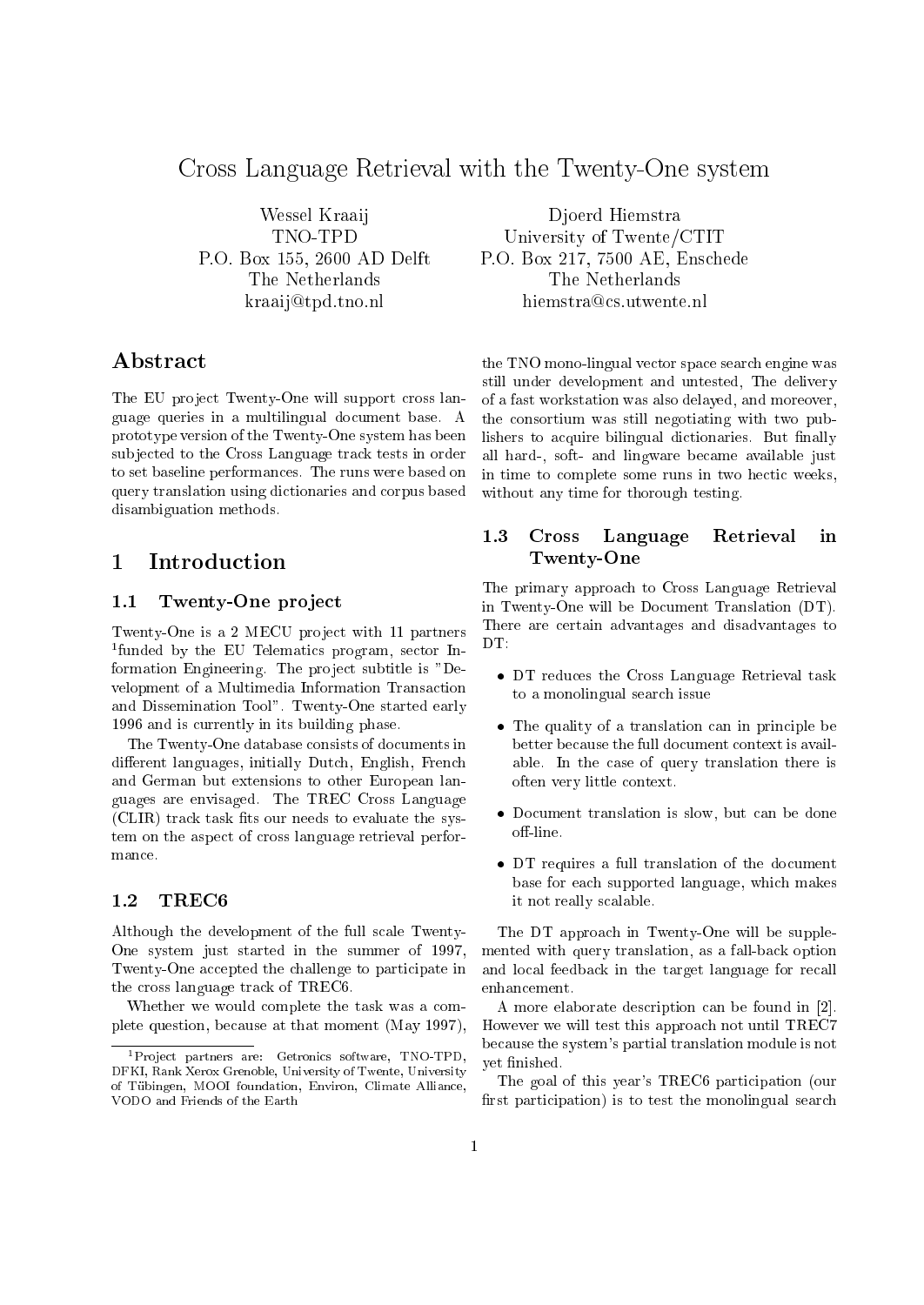# Cross Language Retrieval with the Twenty-One system

Wessel Kraaij
TNO-TPD
P.O. Box 155, 2600 AD Delft
The Netherlands
kraaij@tpd.tno.nl

Djoerd Hiemstra
University of Twente/CTIT
P.O. Box 217, 7500 AE, Enschede
The Netherlands
hiemstra@cs.utwente.nl

## Abstract

The EU project Twenty-One will support cross language queries in a multilingual document base. A prototype version of the Twenty-One system has been subjected to the Cross Language track tests in order to set baseline performances. The runs were based on query translation using dictionaries and corpus based disambiguation methods.

## 1 Introduction

### 1.1 Twenty-One project

Twenty-One is a 2 MECU project with 11 partners [1]funded by the EU Telematics program, sector Information Engineering. The project subtitle is "Development of a Multimedia Information Transaction and Dissemination Tool". Twenty-One started early 1996 and is currently in its building phase.

The Twenty-One database consists of documents in different languages, initially Dutch, English, French and German but extensions to other European languages are envisaged. The TREC Cross Language (CLIR) track task fits our needs to evaluate the system on the aspect of cross language retrieval performance.

### 1.2 TREC6

Although the development of the full scale Twenty-One system just started in the summer of 1997, Twenty-One accepted the challenge to participate in the cross language track of TREC6.

Whether we would complete the task was a complete question, because at that moment (May 1997), the TNO mono-lingual vector space search engine was still under development and untested, The delivery of a fast workstation was also delayed, and moreover, the consortium was still negotiating with two publishers to acquire bilingual dictionaries. But finally all hard-, soft- and lingware became available just in time to complete some runs in two hectic weeks, without any time for thorough testing.

### 1.3 Cross Language Retrieval in Twenty-One

The primary approach to Cross Language Retrieval in Twenty-One will be Document Translation (DT). There are certain advantages and disadvantages to DT:

- DT reduces the Cross Language Retrieval task to a monolingual search issue
- The quality of a translation can in principle be better because the full document context is available. In the case of query translation there is often very little context.
- Document translation is slow, but can be done off-line.
- DT requires a full translation of the document base for each supported language, which makes it not really scalable.

The DT approach in Twenty-One will be supplemented with query translation, as a fall-back option and local feedback in the target language for recall enhancement.

A more elaborate description can be found in [2]. However we will test this approach not until TREC7 because the system's partial translation module is not yet finished.

The goal of this year's TREC6 participation (our first participation) is to test the monolingual search

[1] Project partners are: Getronics software, TNO-TPD, DFKI, Rank Xerox Grenoble, University of Twente, University of Tübingen, MOOI foundation, Environ, Climate Alliance, VODO and Friends of the Earth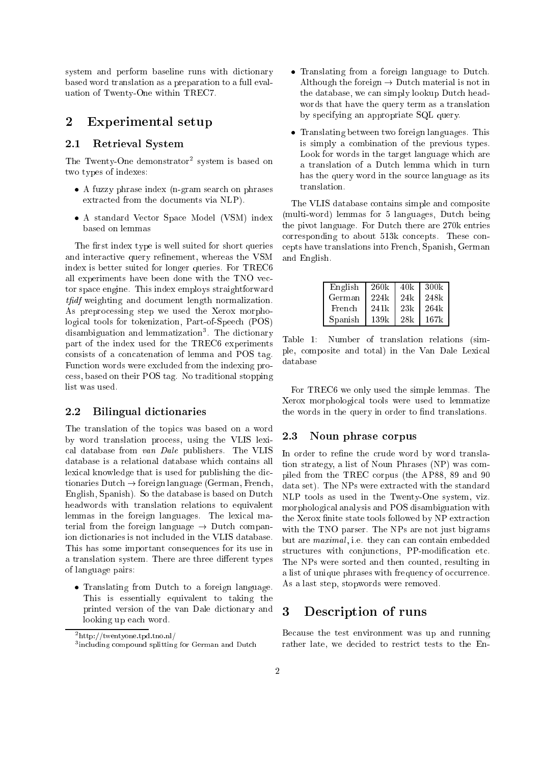system and perform baseline runs with dictionary based word translation as a preparation to a full evaluation of Twenty-One within TREC7.

## 2 Experimental setup

### 2.1 Retrieval System

The Twenty-One demonstrator[2] system is based on two types of indexes:

- A fuzzy phrase index (n-gram search on phrases extracted from the documents via NLP).
- A standard Vector Space Model (VSM) index based on lemmas

The first index type is well suited for short queries and interactive query refinement, whereas the VSM index is better suited for longer queries. For TREC6 all experiments have been done with the TNO vector space engine. This index employs straightforward *tfidf* weighting and document length normalization. As preprocessing step we used the Xerox morphological tools for tokenization, Part-of-Speech (POS) disambiguation and lemmatization[3]. The dictionary part of the index used for the TREC6 experiments consists of a concatenation of lemma and POS tag. Function words were excluded from the indexing process, based on their POS tag. No traditional stopping list was used.

### 2.2 Bilingual dictionaries

The translation of the topics was based on a word by word translation process, using the VLIS lexical database from *van Dale* publishers. The VLIS database is a relational database which contains all lexical knowledge that is used for publishing the dictionaries Dutch → foreign language (German, French, English, Spanish). So the database is based on Dutch headwords with translation relations to equivalent lemmas in the foreign languages. The lexical material from the foreign language → Dutch companion dictionaries is not included in the VLIS database. This has some important consequences for its use in a translation system. There are three different types of language pairs:

- Translating from Dutch to a foreign language. This is essentially equivalent to taking the printed version of the van Dale dictionary and looking up each word.
- Translating from a foreign language to Dutch. Although the foreign → Dutch material is not in the database, we can simply lookup Dutch headwords that have the query term as a translation by specifying an appropriate SQL query.
- Translating between two foreign languages. This is simply a combination of the previous types. Look for words in the target language which are a translation of a Dutch lemma which in turn has the query word in the source language as its translation.

The VLIS database contains simple and composite (multi-word) lemmas for 5 languages, Dutch being the pivot language. For Dutch there are 270k entries corresponding to about 513k concepts. These concepts have translations into French, Spanish, German and English.

| | | | |
|---|---|---|---|
| English | 260k | 40k | 300k |
| German | 224k | 24k | 248k |
| French | 241k | 23k | 264k |
| Spanish | 139k | 28k | 167k |

Table 1: Number of translation relations (simple, composite and total) in the Van Dale Lexical database

For TREC6 we only used the simple lemmas. The Xerox morphological tools were used to lemmatize the words in the query in order to find translations.

### 2.3 Noun phrase corpus

In order to refine the crude word by word translation strategy, a list of Noun Phrases (NP) was compiled from the TREC corpus (the AP88, 89 and 90 data set). The NPs were extracted with the standard NLP tools as used in the Twenty-One system, viz. morphological analysis and POS disambiguation with the Xerox finite state tools followed by NP extraction with the TNO parser. The NPs are not just bigrams but are *maximal*, i.e. they can can contain embedded structures with conjunctions, PP-modification etc. The NPs were sorted and then counted, resulting in a list of unique phrases with frequency of occurrence. As a last step, stopwords were removed.

## 3 Description of runs

Because the test environment was up and running rather late, we decided to restrict tests to the En-

[2] http://twentyone.tpd.tno.nl/

[3] including compound splitting for German and Dutch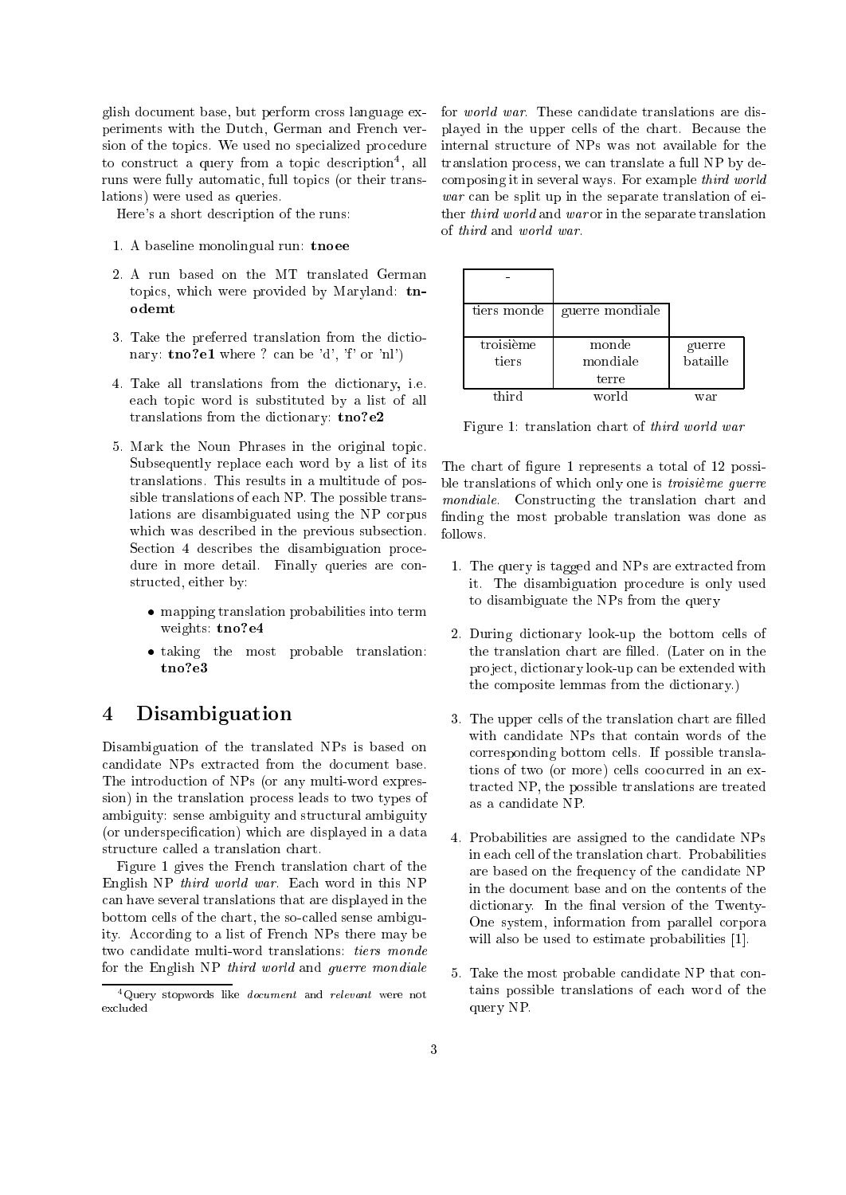glish document base, but perform cross language experiments with the Dutch, German and French version of the topics. We used no specialized procedure to construct a query from a topic description[4], all runs were fully automatic, full topics (or their translations) were used as queries.

Here's a short description of the runs:

1. A baseline monolingual run: **tnoee**
2. A run based on the MT translated German topics, which were provided by Maryland: **tnodemt**
3. Take the preferred translation from the dictionary: **tno?e1** where ? can be 'd', 'f' or 'nl')
4. Take all translations from the dictionary, i.e. each topic word is substituted by a list of all translations from the dictionary: **tno?e2**
5. Mark the Noun Phrases in the original topic. Subsequently replace each word by a list of its translations. This results in a multitude of possible translations of each NP. The possible translations are disambiguated using the NP corpus which was described in the previous subsection. Section 4 describes the disambiguation procedure in more detail. Finally queries are constructed, either by:
   - mapping translation probabilities into term weights: **tno?e4**
   - taking the most probable translation: **tno?e3**

# 4 Disambiguation

Disambiguation of the translated NPs is based on candidate NPs extracted from the document base. The introduction of NPs (or any multi-word expression) in the translation process leads to two types of ambiguity: sense ambiguity and structural ambiguity (or underspecification) which are displayed in a data structure called a translation chart.

Figure 1 gives the French translation chart of the English NP *third world war*. Each word in this NP can have several translations that are displayed in the bottom cells of the chart, the so-called sense ambiguity. According to a list of French NPs there may be two candidate multi-word translations: *tiers monde* for the English NP *third world* and *guerre mondiale* for *world war*. These candidate translations are displayed in the upper cells of the chart. Because the internal structure of NPs was not available for the translation process, we can translate a full NP by decomposing it in several ways. For example *third world war* can be split up in the separate translation of either *third world* and *war* or in the separate translation of *third* and *world war*.

| - | | |
|---|---|---|
| tiers monde | guerre mondiale | |
| troisième<br>tiers | monde<br>mondiale<br>terre | guerre<br>bataille |
| third | world | war |

Figure 1: translation chart of *third world war*

The chart of figure 1 represents a total of 12 possible translations of which only one is *troisième guerre mondiale*. Constructing the translation chart and finding the most probable translation was done as follows.

1. The query is tagged and NPs are extracted from it. The disambiguation procedure is only used to disambiguate the NPs from the query
2. During dictionary look-up the bottom cells of the translation chart are filled. (Later on in the project, dictionary look-up can be extended with the composite lemmas from the dictionary.)
3. The upper cells of the translation chart are filled with candidate NPs that contain words of the corresponding bottom cells. If possible translations of two (or more) cells coocurred in an extracted NP, the possible translations are treated as a candidate NP.
4. Probabilities are assigned to the candidate NPs in each cell of the translation chart. Probabilities are based on the frequency of the candidate NP in the document base and on the contents of the dictionary. In the final version of the Twenty-One system, information from parallel corpora will also be used to estimate probabilities [1].
5. Take the most probable candidate NP that contains possible translations of each word of the query NP.

[4] Query stopwords like *document* and *relevant* were not excluded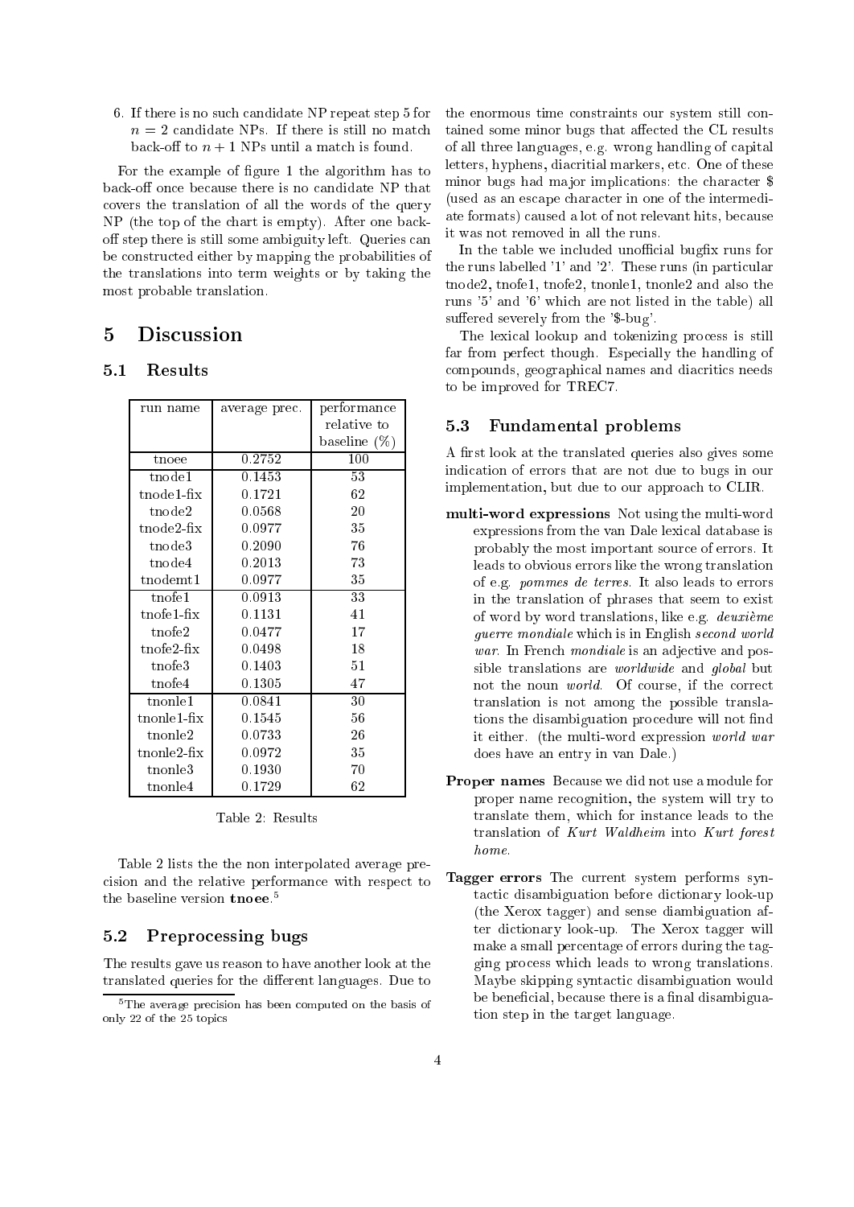6. If there is no such candidate NP repeat step 5 for $n = 2$ candidate NPs. If there is still no match back-off to $n + 1$ NPs until a match is found.

For the example of figure 1 the algorithm has to back-off once because there is no candidate NP that covers the translation of all the words of the query NP (the top of the chart is empty). After one back-off step there is still some ambiguity left. Queries can be constructed either by mapping the probabilities of the translations into term weights or by taking the most probable translation.

# 5 Discussion

## 5.1 Results

| run name | average prec. | performance relative to baseline (%) |
|---|---|---|
| tnoee | 0.2752 | 100 |
| tnode1 | 0.1453 | 53 |
| tnode1-fix | 0.1721 | 62 |
| tnode2 | 0.0568 | 20 |
| tnode2-fix | 0.0977 | 35 |
| tnode3 | 0.2090 | 76 |
| tnode4 | 0.2013 | 73 |
| tnodemt1 | 0.0977 | 35 |
| tnofe1 | 0.0913 | 33 |
| tnofe1-fix | 0.1131 | 41 |
| tnofe2 | 0.0477 | 17 |
| tnofe2-fix | 0.0498 | 18 |
| tnofe3 | 0.1403 | 51 |
| tnofe4 | 0.1305 | 47 |
| tnonle1 | 0.0841 | 30 |
| tnonle1-fix | 0.1545 | 56 |
| tnonle2 | 0.0733 | 26 |
| tnonle2-fix | 0.0972 | 35 |
| tnonle3 | 0.1930 | 70 |
| tnonle4 | 0.1729 | 62 |

Table 2: Results

Table 2 lists the the non interpolated average precision and the relative performance with respect to the baseline version **tnoee**.[5]

[5] The average precision has been computed on the basis of only 22 of the 25 topics

## 5.2 Preprocessing bugs

The results gave us reason to have another look at the translated queries for the different languages. Due to the enormous time constraints our system still contained some minor bugs that affected the CL results of all three languages, e.g. wrong handling of capital letters, hyphens, diacritial markers, etc. One of these minor bugs had major implications: the character $ (used as an escape character in one of the intermediate formats) caused a lot of not relevant hits, because it was not removed in all the runs.

In the table we included unofficial bugfix runs for the runs labelled '1' and '2'. These runs (in particular tnode2, tnofe1, tnofe2, tnonle1, tnonle2 and also the runs '5' and '6' which are not listed in the table) all suffered severely from the '$-bug'.

The lexical lookup and tokenizing process is still far from perfect though. Especially the handling of compounds, geographical names and diacritics needs to be improved for TREC7.

## 5.3 Fundamental problems

A first look at the translated queries also gives some indication of errors that are not due to bugs in our implementation, but due to our approach to CLIR.

**multi-word expressions** Not using the multi-word expressions from the van Dale lexical database is probably the most important source of errors. It leads to obvious errors like the wrong translation of e.g. *pommes de terres*. It also leads to errors in the translation of phrases that seem to exist of word by word translations, like e.g. *deuxième guerre mondiale* which is in English *second world war*. In French *mondiale* is an adjective and possible translations are *worldwide* and *global* but not the noun *world*. Of course, if the correct translation is not among the possible translations the disambiguation procedure will not find it either. (the multi-word expression *world war* does have an entry in van Dale.)

**Proper names** Because we did not use a module for proper name recognition, the system will try to translate them, which for instance leads to the translation of *Kurt Waldheim* into *Kurt forest home*.

**Tagger errors** The current system performs syntactic disambiguation before dictionary look-up (the Xerox tagger) and sense diambiguation after dictionary look-up. The Xerox tagger will make a small percentage of errors during the tagging process which leads to wrong translations. Maybe skipping syntactic disambiguation would be beneficial, because there is a final disambiguation step in the target language.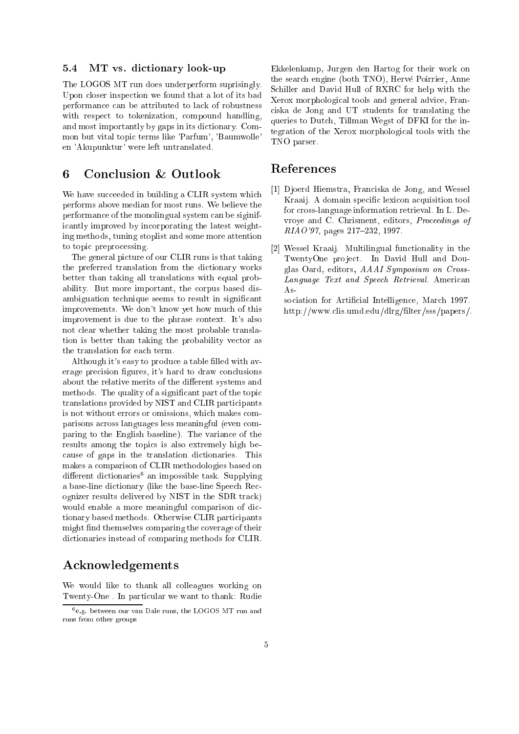### 5.4 MT vs. dictionary look-up

The LOGOS MT run does underperform suprisingly. Upon closer inspection we found that a lot of its bad performance can be attributed to lack of robustness with respect to tokenization, compound handling, and most importantly by gaps in its dictionary. Common but vital topic terms like 'Parfum', 'Baumwolle' en 'Akupunktur' were left untranslated.

## 6 Conclusion & Outlook

We have succeeded in building a CLIR system which performs above median for most runs. We believe the performance of the monolingual system can be siginificantly improved by incorporating the latest weighting methods, tuning stoplist and some more attention to topic preprocessing.

The general picture of our CLIR runs is that taking the preferred translation from the dictionary works better than taking all translations with equal probability. But more important, the corpus based disambiguation technique seems to result in significant improvements. We don't know yet how much of this improvement is due to the phrase context. It's also not clear whether taking the most probable translation is better than taking the probability vector as the translation for each term.

Although it's easy to produce a table filled with average precision figures, it's hard to draw conclusions about the relative merits of the different systems and methods. The quality of a significant part of the topic translations provided by NIST and CLIR participants is not without errors or omissions, which makes comparisons across languages less meaningful (even comparing to the English baseline). The variance of the results among the topics is also extremely high because of gaps in the translation dictionaries. This makes a comparison of CLIR methodologies based on different dictionaries[6] an impossible task. Supplying a base-line dictionary (like the base-line Speech Recognizer results delivered by NIST in the SDR track) would enable a more meaningful comparison of dictionary based methods. Otherwise CLIR participants might find themselves comparing the coverage of their dictionaries instead of comparing methods for CLIR.

## Acknowledgements

We would like to thank all colleagues working on Twenty-One . In particular we want to thank: Rudie Ekkelenkamp, Jurgen den Hartog for their work on the search engine (both TNO), Hervé Poirrier, Anne Schiller and David Hull of RXRC for help with the Xerox morphological tools and general advice, Franciska de Jong and UT students for translating the queries to Dutch, Tillman Wegst of DFKI for the integration of the Xerox morphological tools with the TNO parser.

[6] e.g. between our van Dale runs, the LOGOS MT run and runs from other groups

## References

[1] Djoerd Hiemstra, Franciska de Jong, and Wessel Kraaij. A domain specific lexicon acquisition tool for cross-language information retrieval. In L. Devroye and C. Chrisment, editors, *Proceedings of RIAO'97*, pages 217–232, 1997.

[2] Wessel Kraaij. Multilingual functionality in the TwentyOne project. In David Hull and Douglas Oard, editors, *AAAI Symposium on Cross-Language Text and Speech Retrieval*. American Association for Artificial Intelligence, March 1997. http://www.clis.umd.edu/dlrg/filter/sss/papers/.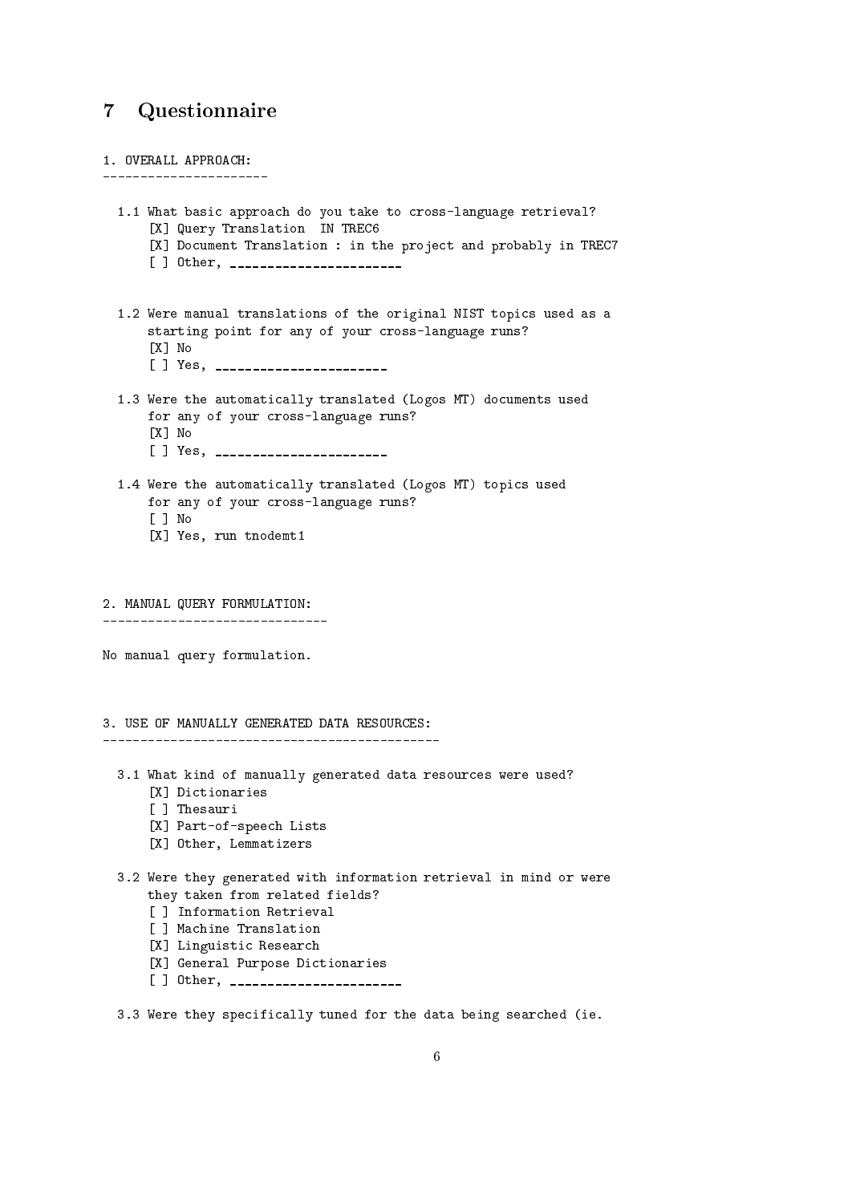## 7 Questionnaire

```
1. OVERALL APPROACH:
----------------------

  1.1 What basic approach do you take to cross-language retrieval?
      [X] Query Translation  IN TREC6
      [X] Document Translation : in the project and probably in TREC7
      [ ] Other, ________________________


  1.2 Were manual translations of the original NIST topics used as a
      starting point for any of your cross-language runs?
      [X] No
      [ ] Yes, ________________________

  1.3 Were the automatically translated (Logos MT) documents used
      for any of your cross-language runs?
      [X] No
      [ ] Yes, ________________________

  1.4 Were the automatically translated (Logos MT) topics used
      for any of your cross-language runs?
      [ ] No
      [X] Yes, run tnodemt1



2. MANUAL QUERY FORMULATION:
------------------------------

No manual query formulation.



3. USE OF MANUALLY GENERATED DATA RESOURCES:
--------------------------------------------

  3.1 What kind of manually generated data resources were used?
      [X] Dictionaries
      [ ] Thesauri
      [X] Part-of-speech Lists
      [X] Other, Lemmatizers

  3.2 Were they generated with information retrieval in mind or were
      they taken from related fields?
      [ ] Information Retrieval
      [ ] Machine Translation
      [X] Linguistic Research
      [X] General Purpose Dictionaries
      [ ] Other, ________________________

  3.3 Were they specifically tuned for the data being searched (ie.
```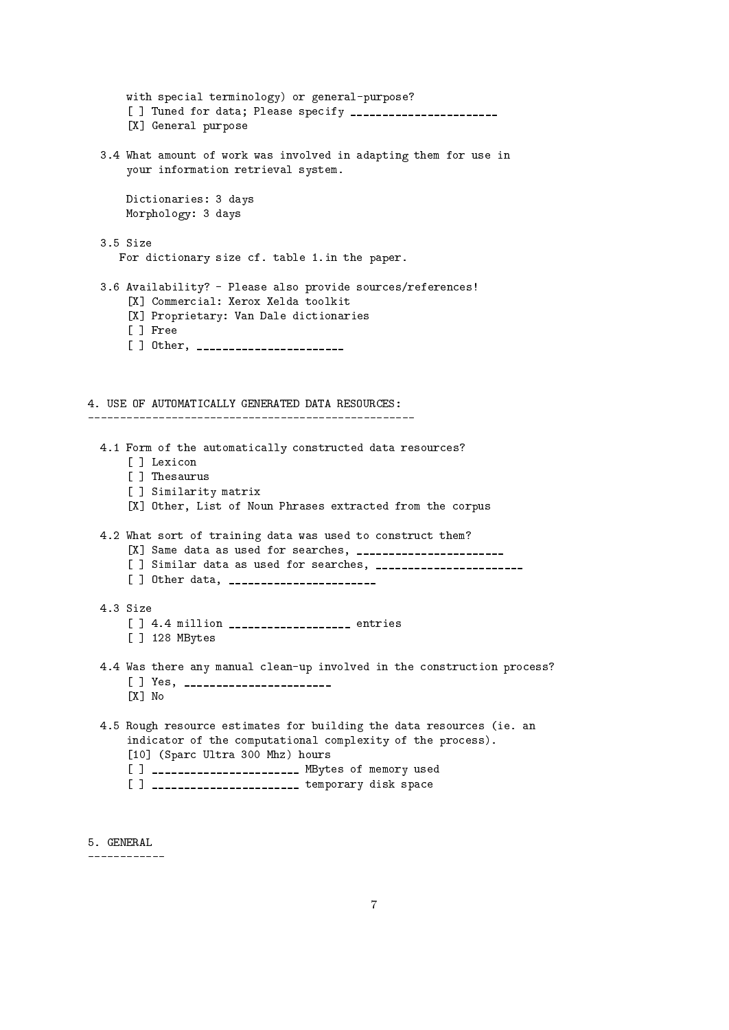with special terminology) or general-purpose?
[ ] Tuned for data; Please specify ______________________
[X] General purpose

3.4 What amount of work was involved in adapting them for use in your information retrieval system.

Dictionaries: 3 days
Morphology: 3 days

3.5 Size
For dictionary size cf. table 1.in the paper.

3.6 Availability? - Please also provide sources/references!
[X] Commercial: Xerox Xelda toolkit
[X] Proprietary: Van Dale dictionaries
[ ] Free
[ ] Other, ______________________

## 4. USE OF AUTOMATICALLY GENERATED DATA RESOURCES:

4.1 Form of the automatically constructed data resources?
[ ] Lexicon
[ ] Thesaurus
[ ] Similarity matrix
[X] Other, List of Noun Phrases extracted from the corpus

4.2 What sort of training data was used to construct them?
[X] Same data as used for searches, ______________________
[ ] Similar data as used for searches, ______________________
[ ] Other data, ______________________

4.3 Size
[ ] 4.4 million __________________ entries
[ ] 128 MBytes

4.4 Was there any manual clean-up involved in the construction process?
[ ] Yes, ______________________
[X] No

4.5 Rough resource estimates for building the data resources (ie. an indicator of the computational complexity of the process).
[10] (Sparc Ultra 300 Mhz) hours
[ ] ______________________ MBytes of memory used
[ ] ______________________ temporary disk space

## 5. GENERAL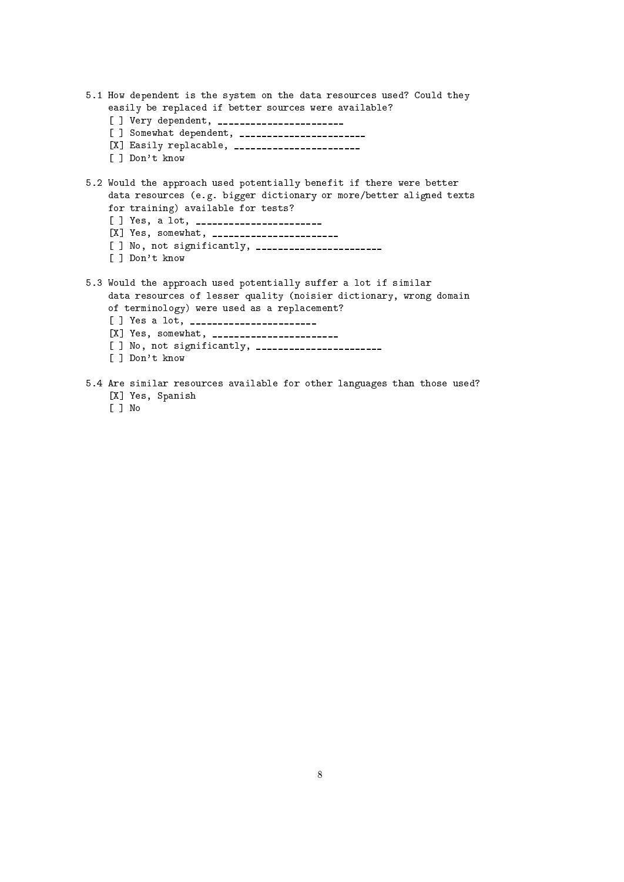5.1 How dependent is the system on the data resources used? Could they easily be replaced if better sources were available?

[ ] Very dependent, _______________________

[ ] Somewhat dependent, _______________________

[X] Easily replacable, _______________________

[ ] Don't know

5.2 Would the approach used potentially benefit if there were better data resources (e.g. bigger dictionary or more/better aligned texts for training) available for tests?

[ ] Yes, a lot, _______________________

[X] Yes, somewhat, _______________________

[ ] No, not significantly, _______________________

[ ] Don't know

5.3 Would the approach used potentially suffer a lot if similar data resources of lesser quality (noisier dictionary, wrong domain of terminology) were used as a replacement?

[ ] Yes a lot, _______________________

[X] Yes, somewhat, _______________________

[ ] No, not significantly, _______________________

[ ] Don't know

5.4 Are similar resources available for other languages than those used?

[X] Yes, Spanish

[ ] No